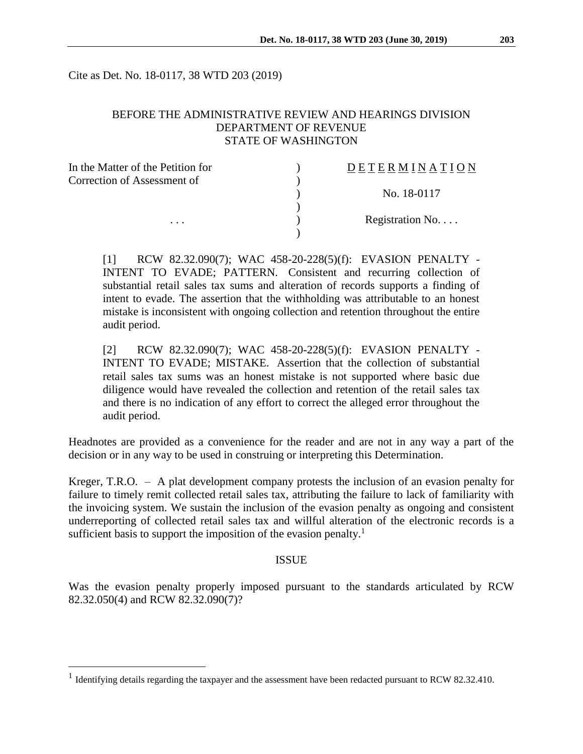Cite as Det. No. 18-0117, 38 WTD 203 (2019)

BEFORE THE ADMINISTRATIVE REVIEW AND HEARINGS DIVISION
DEPARTMENT OF REVENUE
STATE OF WASHINGTON

| | | |
|---|---|---|
| In the Matter of the Petition for | ) | D E T E R M I N A T I O N |
| Correction of Assessment of | ) | |
| | ) | No. 18-0117 |
| | ) | |
| . . . | ) | Registration No. . . . |
| | ) | |

[1] RCW 82.32.090(7); WAC 458-20-228(5)(f): EVASION PENALTY - INTENT TO EVADE; PATTERN. Consistent and recurring collection of substantial retail sales tax sums and alteration of records supports a finding of intent to evade. The assertion that the withholding was attributable to an honest mistake is inconsistent with ongoing collection and retention throughout the entire audit period.

[2] RCW 82.32.090(7); WAC 458-20-228(5)(f): EVASION PENALTY - INTENT TO EVADE; MISTAKE. Assertion that the collection of substantial retail sales tax sums was an honest mistake is not supported where basic due diligence would have revealed the collection and retention of the retail sales tax and there is no indication of any effort to correct the alleged error throughout the audit period.

Headnotes are provided as a convenience for the reader and are not in any way a part of the decision or in any way to be used in construing or interpreting this Determination.

Kreger, T.R.O. – A plat development company protests the inclusion of an evasion penalty for failure to timely remit collected retail sales tax, attributing the failure to lack of familiarity with the invoicing system. We sustain the inclusion of the evasion penalty as ongoing and consistent underreporting of collected retail sales tax and willful alteration of the electronic records is a sufficient basis to support the imposition of the evasion penalty.[1]

## ISSUE

Was the evasion penalty properly imposed pursuant to the standards articulated by RCW 82.32.050(4) and RCW 82.32.090(7)?

---

[1] Identifying details regarding the taxpayer and the assessment have been redacted pursuant to RCW 82.32.410.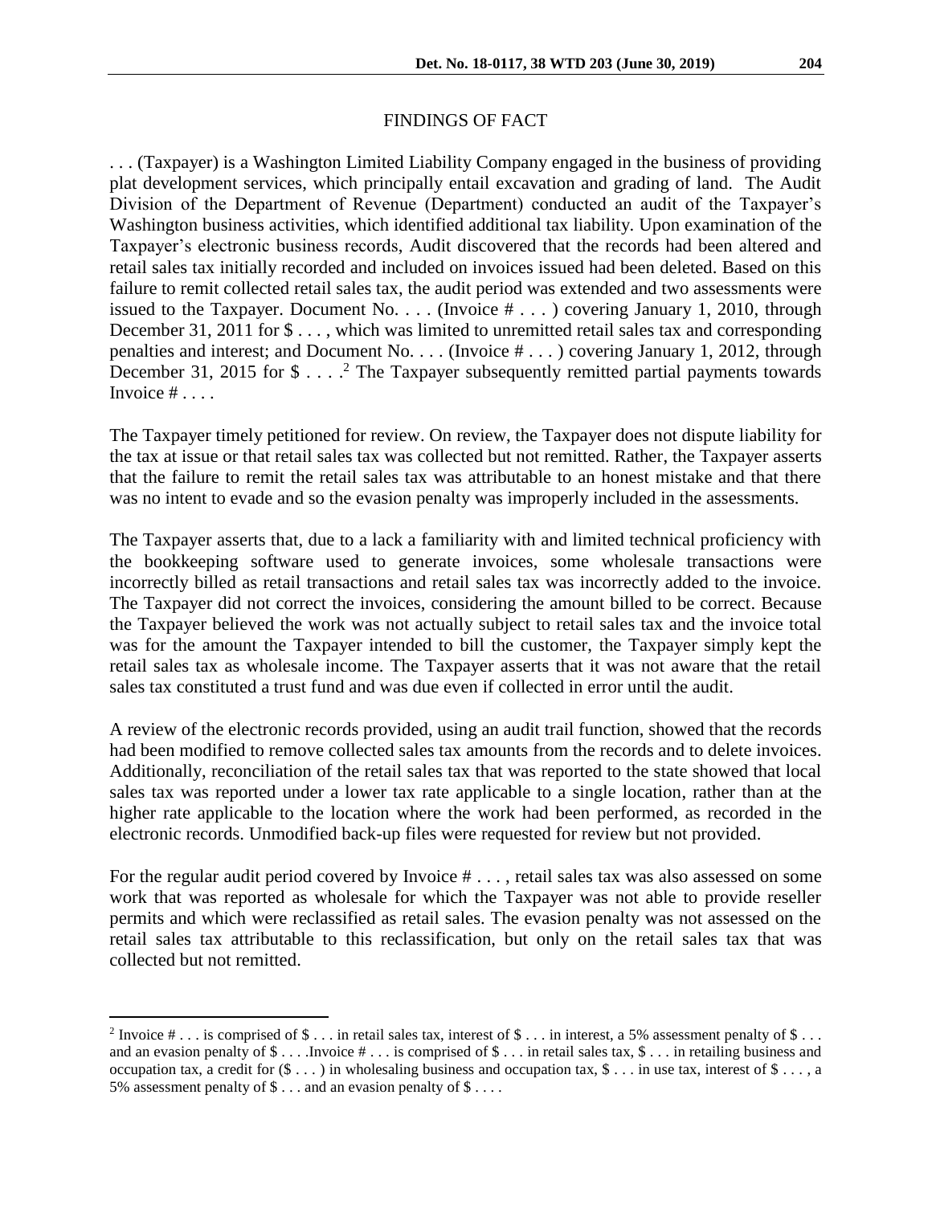## FINDINGS OF FACT

. . . (Taxpayer) is a Washington Limited Liability Company engaged in the business of providing plat development services, which principally entail excavation and grading of land. The Audit Division of the Department of Revenue (Department) conducted an audit of the Taxpayer's Washington business activities, which identified additional tax liability. Upon examination of the Taxpayer's electronic business records, Audit discovered that the records had been altered and retail sales tax initially recorded and included on invoices issued had been deleted. Based on this failure to remit collected retail sales tax, the audit period was extended and two assessments were issued to the Taxpayer. Document No. . . . (Invoice # . . . ) covering January 1, 2010, through December 31, 2011 for $ . . . , which was limited to unremitted retail sales tax and corresponding penalties and interest; and Document No. . . . (Invoice # . . . ) covering January 1, 2012, through December 31, 2015 for $ . . . .[2] The Taxpayer subsequently remitted partial payments towards Invoice # . . . .

The Taxpayer timely petitioned for review. On review, the Taxpayer does not dispute liability for the tax at issue or that retail sales tax was collected but not remitted. Rather, the Taxpayer asserts that the failure to remit the retail sales tax was attributable to an honest mistake and that there was no intent to evade and so the evasion penalty was improperly included in the assessments.

The Taxpayer asserts that, due to a lack a familiarity with and limited technical proficiency with the bookkeeping software used to generate invoices, some wholesale transactions were incorrectly billed as retail transactions and retail sales tax was incorrectly added to the invoice. The Taxpayer did not correct the invoices, considering the amount billed to be correct. Because the Taxpayer believed the work was not actually subject to retail sales tax and the invoice total was for the amount the Taxpayer intended to bill the customer, the Taxpayer simply kept the retail sales tax as wholesale income. The Taxpayer asserts that it was not aware that the retail sales tax constituted a trust fund and was due even if collected in error until the audit.

A review of the electronic records provided, using an audit trail function, showed that the records had been modified to remove collected sales tax amounts from the records and to delete invoices. Additionally, reconciliation of the retail sales tax that was reported to the state showed that local sales tax was reported under a lower tax rate applicable to a single location, rather than at the higher rate applicable to the location where the work had been performed, as recorded in the electronic records. Unmodified back-up files were requested for review but not provided.

For the regular audit period covered by Invoice # . . . , retail sales tax was also assessed on some work that was reported as wholesale for which the Taxpayer was not able to provide reseller permits and which were reclassified as retail sales. The evasion penalty was not assessed on the retail sales tax attributable to this reclassification, but only on the retail sales tax that was collected but not remitted.

---

[2] Invoice # . . . is comprised of $ . . . in retail sales tax, interest of $ . . . in interest, a 5% assessment penalty of $ . . . and an evasion penalty of $ . . . .Invoice # . . . is comprised of $ . . . in retail sales tax, $ . . . in retailing business and occupation tax, a credit for ($ . . . ) in wholesaling business and occupation tax, $ . . . in use tax, interest of $ . . . , a 5% assessment penalty of $ . . . and an evasion penalty of $ . . . .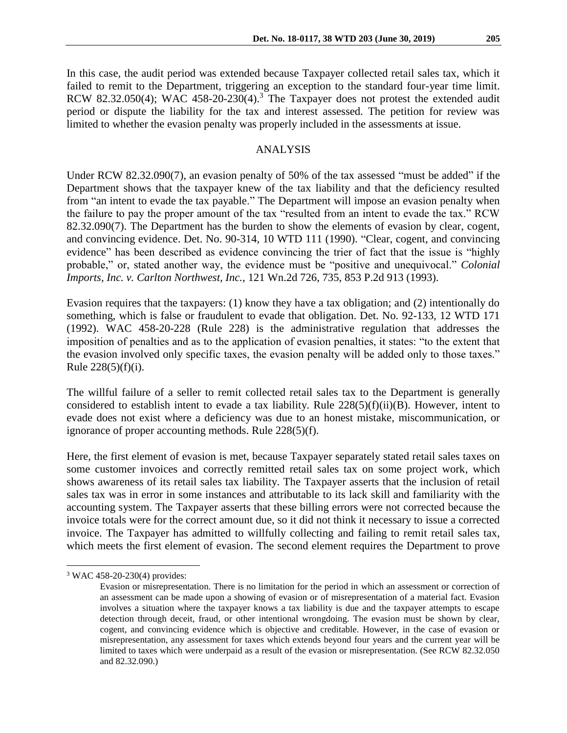In this case, the audit period was extended because Taxpayer collected retail sales tax, which it failed to remit to the Department, triggering an exception to the standard four-year time limit. RCW 82.32.050(4); WAC 458-20-230(4).[3] The Taxpayer does not protest the extended audit period or dispute the liability for the tax and interest assessed. The petition for review was limited to whether the evasion penalty was properly included in the assessments at issue.

## ANALYSIS

Under RCW 82.32.090(7), an evasion penalty of 50% of the tax assessed "must be added" if the Department shows that the taxpayer knew of the tax liability and that the deficiency resulted from "an intent to evade the tax payable." The Department will impose an evasion penalty when the failure to pay the proper amount of the tax "resulted from an intent to evade the tax." RCW 82.32.090(7). The Department has the burden to show the elements of evasion by clear, cogent, and convincing evidence. Det. No. 90-314, 10 WTD 111 (1990). "Clear, cogent, and convincing evidence" has been described as evidence convincing the trier of fact that the issue is "highly probable," or, stated another way, the evidence must be "positive and unequivocal." *Colonial Imports, Inc. v. Carlton Northwest, Inc.*, 121 Wn.2d 726, 735, 853 P.2d 913 (1993).

Evasion requires that the taxpayers: (1) know they have a tax obligation; and (2) intentionally do something, which is false or fraudulent to evade that obligation. Det. No. 92-133, 12 WTD 171 (1992). WAC 458-20-228 (Rule 228) is the administrative regulation that addresses the imposition of penalties and as to the application of evasion penalties, it states: "to the extent that the evasion involved only specific taxes, the evasion penalty will be added only to those taxes." Rule 228(5)(f)(i).

The willful failure of a seller to remit collected retail sales tax to the Department is generally considered to establish intent to evade a tax liability. Rule 228(5)(f)(ii)(B). However, intent to evade does not exist where a deficiency was due to an honest mistake, miscommunication, or ignorance of proper accounting methods. Rule 228(5)(f).

Here, the first element of evasion is met, because Taxpayer separately stated retail sales taxes on some customer invoices and correctly remitted retail sales tax on some project work, which shows awareness of its retail sales tax liability. The Taxpayer asserts that the inclusion of retail sales tax was in error in some instances and attributable to its lack skill and familiarity with the accounting system. The Taxpayer asserts that these billing errors were not corrected because the invoice totals were for the correct amount due, so it did not think it necessary to issue a corrected invoice. The Taxpayer has admitted to willfully collecting and failing to remit retail sales tax, which meets the first element of evasion. The second element requires the Department to prove

---

[3] WAC 458-20-230(4) provides:

> Evasion or misrepresentation. There is no limitation for the period in which an assessment or correction of an assessment can be made upon a showing of evasion or of misrepresentation of a material fact. Evasion involves a situation where the taxpayer knows a tax liability is due and the taxpayer attempts to escape detection through deceit, fraud, or other intentional wrongdoing. The evasion must be shown by clear, cogent, and convincing evidence which is objective and creditable. However, in the case of evasion or misrepresentation, any assessment for taxes which extends beyond four years and the current year will be limited to taxes which were underpaid as a result of the evasion or misrepresentation. (See RCW 82.32.050 and 82.32.090.)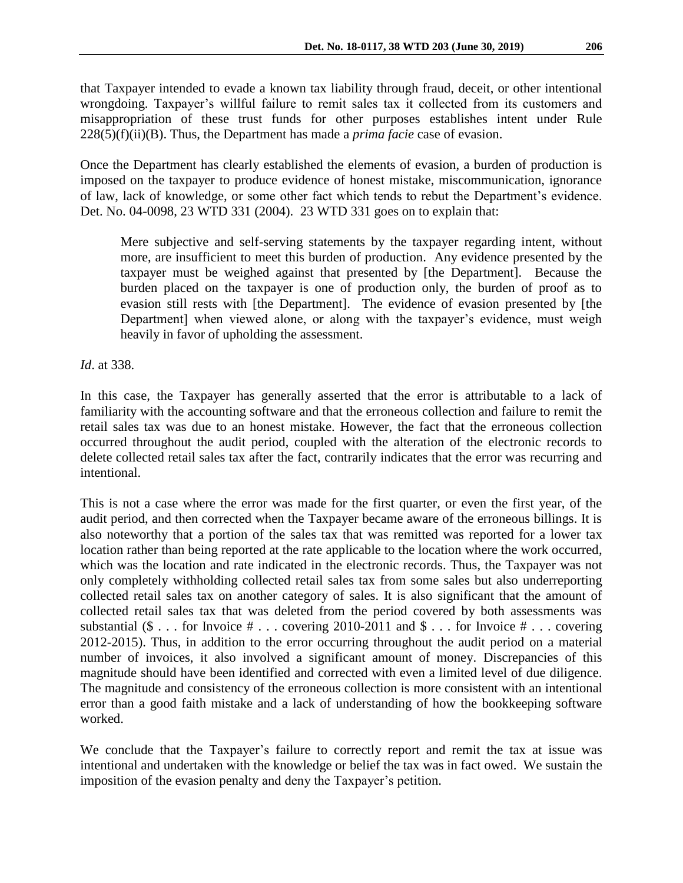that Taxpayer intended to evade a known tax liability through fraud, deceit, or other intentional wrongdoing. Taxpayer's willful failure to remit sales tax it collected from its customers and misappropriation of these trust funds for other purposes establishes intent under Rule 228(5)(f)(ii)(B). Thus, the Department has made a *prima facie* case of evasion.

Once the Department has clearly established the elements of evasion, a burden of production is imposed on the taxpayer to produce evidence of honest mistake, miscommunication, ignorance of law, lack of knowledge, or some other fact which tends to rebut the Department's evidence. Det. No. 04-0098, 23 WTD 331 (2004). 23 WTD 331 goes on to explain that:

> Mere subjective and self-serving statements by the taxpayer regarding intent, without more, are insufficient to meet this burden of production. Any evidence presented by the taxpayer must be weighed against that presented by [the Department]. Because the burden placed on the taxpayer is one of production only, the burden of proof as to evasion still rests with [the Department]. The evidence of evasion presented by [the Department] when viewed alone, or along with the taxpayer's evidence, must weigh heavily in favor of upholding the assessment.

*Id*. at 338.

In this case, the Taxpayer has generally asserted that the error is attributable to a lack of familiarity with the accounting software and that the erroneous collection and failure to remit the retail sales tax was due to an honest mistake. However, the fact that the erroneous collection occurred throughout the audit period, coupled with the alteration of the electronic records to delete collected retail sales tax after the fact, contrarily indicates that the error was recurring and intentional.

This is not a case where the error was made for the first quarter, or even the first year, of the audit period, and then corrected when the Taxpayer became aware of the erroneous billings. It is also noteworthy that a portion of the sales tax that was remitted was reported for a lower tax location rather than being reported at the rate applicable to the location where the work occurred, which was the location and rate indicated in the electronic records. Thus, the Taxpayer was not only completely withholding collected retail sales tax from some sales but also underreporting collected retail sales tax on another category of sales. It is also significant that the amount of collected retail sales tax that was deleted from the period covered by both assessments was substantial ($ . . . for Invoice # . . . covering 2010-2011 and $ . . . for Invoice # . . . covering 2012-2015). Thus, in addition to the error occurring throughout the audit period on a material number of invoices, it also involved a significant amount of money. Discrepancies of this magnitude should have been identified and corrected with even a limited level of due diligence. The magnitude and consistency of the erroneous collection is more consistent with an intentional error than a good faith mistake and a lack of understanding of how the bookkeeping software worked.

We conclude that the Taxpayer's failure to correctly report and remit the tax at issue was intentional and undertaken with the knowledge or belief the tax was in fact owed. We sustain the imposition of the evasion penalty and deny the Taxpayer's petition.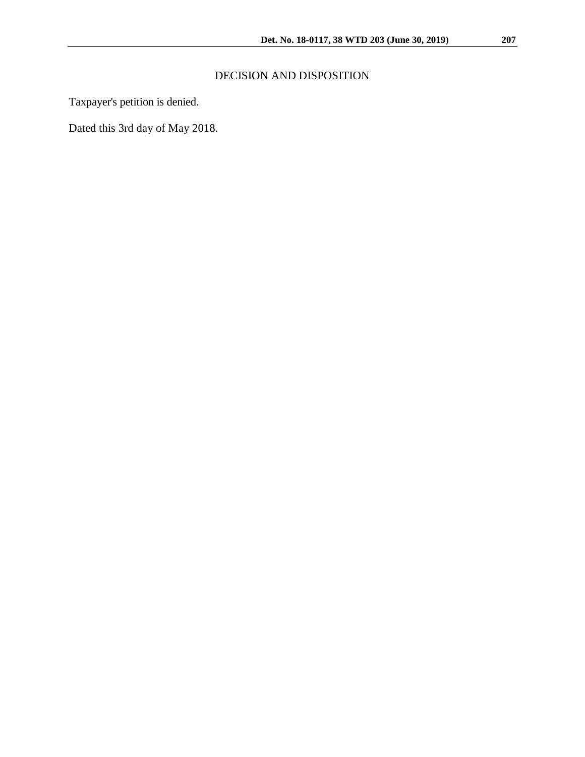## DECISION AND DISPOSITION

Taxpayer's petition is denied.

Dated this 3rd day of May 2018.